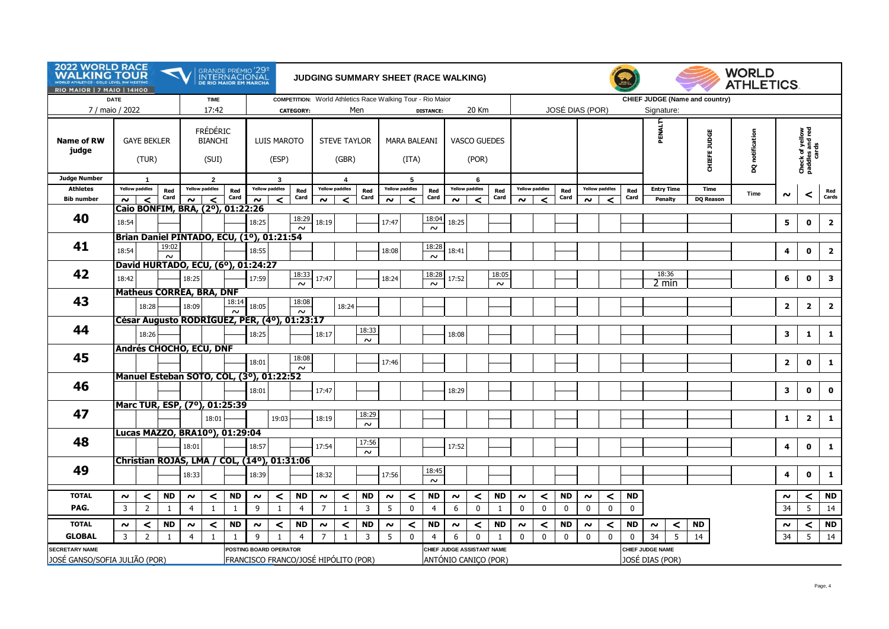**2022 WORLD RACE WALKING TOUR** – WORLD ATHLETICS GOLD LEVEL RW MEETING – RIO MAIOR | 7 MAIO | 14H00

**GRANDE PRÉMIO '29º INTERNACIONAL DE RIO MAIOR EM MARCHA**

# JUDGING SUMMARY SHEET (RACE WALKING)

**WORLD ATHLETICS**

| DATE | TIME | COMPETITION | CATEGORY | DISTANCE | CHIEF JUDGE (Name and country) |
|---|---|---|---|---|---|
| 7 / maio / 2022 | 17:42 | World Athletics Race Walking Tour - Rio Maior | Men | 20 Km | JOSÉ DIAS (POR) – Signature: |

| Name of RW judge | GAYE BEKLER (TUR) | | | FRÉDÉRIC BIANCHI (SUI) | | | LUIS MAROTO (ESP) | | | STEVE TAYLOR (GBR) | | | MARA BALEANI (ITA) | | | VASCO GUEDES (POR) | | | | | | | | | PENALTY | CHIEFE JUDGE | DQ notification | Check of yellow paddles and red cards | | |
|---|---|---|---|---|---|---|---|---|---|---|---|---|---|---|---|---|---|---|---|---|---|---|---|---|---|---|---|---|---|---|
| Judge Number | 1 | | | 2 | | | 3 | | | 4 | | | 5 | | | 6 | | | | | | | | | | | | | | |
| Athletes | Yellow paddles | | Red Card | Yellow paddles | | Red Card | Yellow paddles | | Red Card | Yellow paddles | | Red Card | Yellow paddles | | Red Card | Yellow paddles | | Red Card | Yellow paddles | | Red Card | Yellow paddles | | Red Card | Entry Time | Time | Time | | | |
| Bib number | ~ | < | | ~ | < | | ~ | < | | ~ | < | | ~ | < | | ~ | < | | ~ | < | | ~ | < | | Penalty | DQ Reason | | ~ | < | Red Cards |
| **Caio BONFIM, BRA, (2º), 01:22:26** | | | | | | | | | | | | | | | | | | | | | | | | | | | | | | |
| **40** | 18:54 | | | | | | 18:25 | | 18:29 ~ | 18:19 | | | 17:47 | | 18:04 ~ | 18:25 | | | | | | | | | | | | 5 | 0 | 2 |
| **Brian Daniel PINTADO, ECU, (1º), 01:21:54** | | | | | | | | | | | | | | | | | | | | | | | | | | | | | | |
| **41** | 18:54 | | 19:02 ~ | | | | 18:55 | | | | | | 18:08 | | 18:28 ~ | 18:41 | | | | | | | | | | | | 4 | 0 | 2 |
| **David HURTADO, ECU, (6º), 01:24:27** | | | | | | | | | | | | | | | | | | | | | | | | | | | | | | |
| **42** | 18:42 | | | 18:25 | | | 17:59 | | 18:33 ~ | 17:47 | | | 18:24 | | 18:28 ~ | 17:52 | | 18:05 ~ | | | | | | | 18:36 2 min | | | 6 | 0 | 3 |
| **Matheus CORREA, BRA, DNF** | | | | | | | | | | | | | | | | | | | | | | | | | | | | | | |
| **43** | | 18:28 | | 18:09 | | 18:14 ~ | 18:05 | | 18:08 ~ | | 18:24 | | | | | | | | | | | | | | | | | 2 | 2 | 2 |
| **César Augusto RODRÍGUEZ, PER, (4º), 01:23:17** | | | | | | | | | | | | | | | | | | | | | | | | | | | | | | |
| **44** | | 18:26 | | | | | 18:25 | | | 18:17 | | 18:33 ~ | | | | 18:08 | | | | | | | | | | | | 3 | 1 | 1 |
| **Andrés CHOCHO, ECU, DNF** | | | | | | | | | | | | | | | | | | | | | | | | | | | | | | |
| **45** | | | | | | | 18:01 | | 18:08 ~ | | | | 17:46 | | | | | | | | | | | | | | | 2 | 0 | 1 |
| **Manuel Esteban SOTO, COL, (3º), 01:22:52** | | | | | | | | | | | | | | | | | | | | | | | | | | | | | | |
| **46** | | | | | | | 18:01 | | | 17:47 | | | | | | 18:29 | | | | | | | | | | | | 3 | 0 | 0 |
| **Marc TUR, ESP, (7º), 01:25:39** | | | | | | | | | | | | | | | | | | | | | | | | | | | | | | |
| **47** | | | | | 18:01 | | | 19:03 | | 18:19 | | 18:29 ~ | | | | | | | | | | | | | | | | 1 | 2 | 1 |
| **Lucas MAZZO, BRA10º), 01:29:04** | | | | | | | | | | | | | | | | | | | | | | | | | | | | | | |
| **48** | | | | 18:01 | | | 18:57 | | | 17:54 | | 17:56 ~ | | | | 17:52 | | | | | | | | | | | | 4 | 0 | 1 |
| **Christian ROJAS, LMA / COL, (14º), 01:31:06** | | | | | | | | | | | | | | | | | | | | | | | | | | | | | | |
| **49** | | | | 18:33 | | | 18:39 | | | 18:32 | | | 17:56 | | 18:45 ~ | | | | | | | | | | | | | 4 | 0 | 1 |
| **TOTAL** | ~ | < | ND | ~ | < | ND | ~ | < | ND | ~ | < | ND | ~ | < | ND | ~ | < | ND | ~ | < | ND | ~ | < | ND | | | | ~ | < | ND |
| **PAG.** | 3 | 2 | 1 | 4 | 1 | 1 | 9 | 1 | 4 | 7 | 1 | 3 | 5 | 0 | 4 | 6 | 0 | 1 | 0 | 0 | 0 | 0 | 0 | 0 | | | | 34 | 5 | 14 |
| **TOTAL** | ~ | < | ND | ~ | < | ND | ~ | < | ND | ~ | < | ND | ~ | < | ND | ~ | < | ND | ~ | < | ND | ~ | < | ND | ~ / < | ND | | ~ | < | ND |
| **GLOBAL** | 3 | 2 | 1 | 4 | 1 | 1 | 9 | 1 | 4 | 7 | 1 | 3 | 5 | 0 | 4 | 6 | 0 | 1 | 0 | 0 | 0 | 0 | 0 | 0 | 34 / 5 | 14 | | 34 | 5 | 14 |

| SECRETARY NAME | POSTING BOARD OPERATOR | CHIEF JUDGE ASSISTANT NAME | CHIEF JUDGE NAME |
|---|---|---|---|
| JOSÉ GANSO/SOFIA JULIÃO (POR) | FRANCISCO FRANCO/JOSÉ HIPÓLITO (POR) | ANTÓNIO CANIÇO (POR) | JOSÉ DIAS (POR) |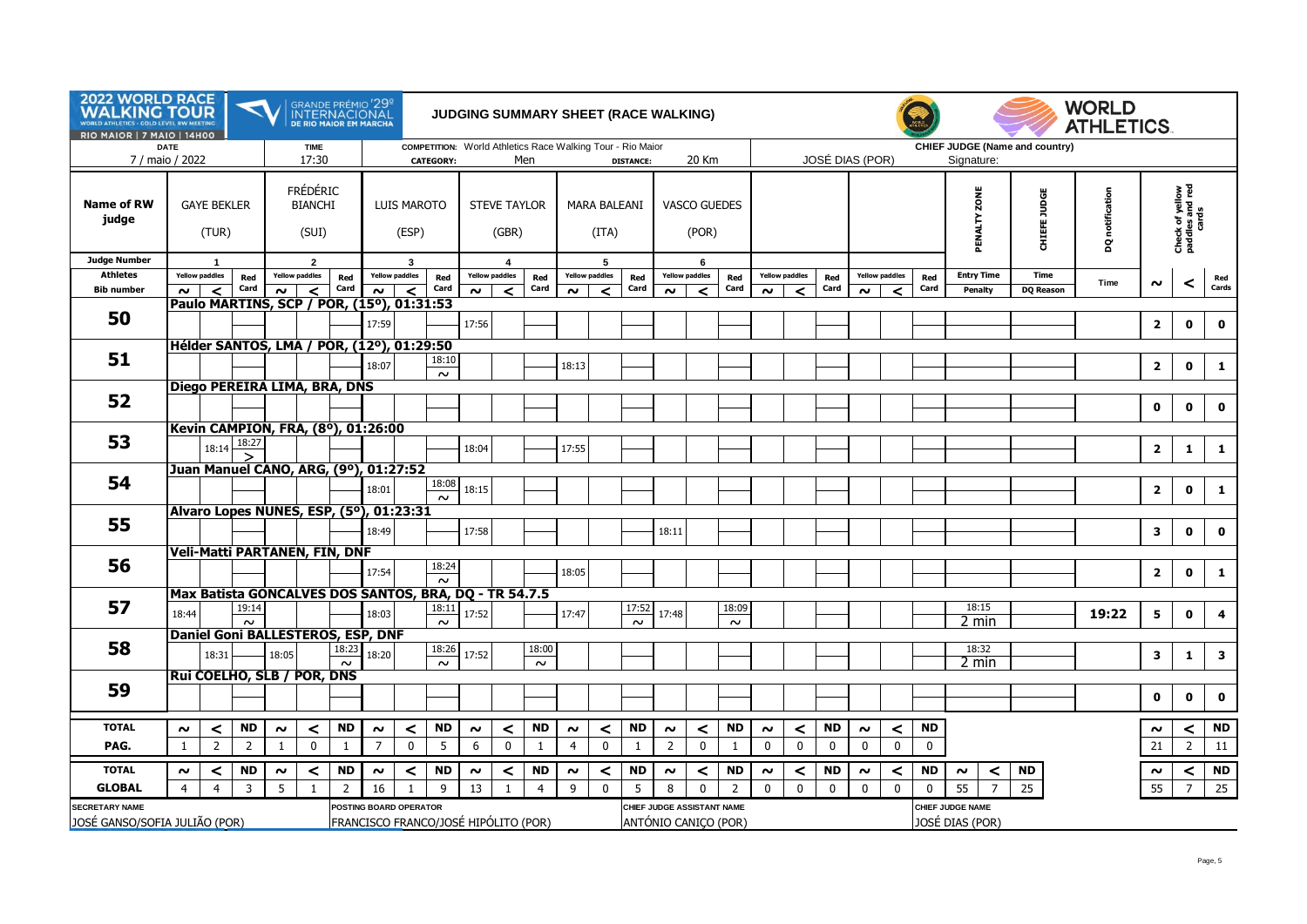**2022 WORLD RACE WALKING TOUR** – WORLD ATHLETICS GOLD LEVEL RW MEETING – RIO MAIOR | 7 MAIO | 14H00

**GRANDE PRÉMIO 29º INTERNACIONAL DE RIO MAIOR EM MARCHA**

# JUDGING SUMMARY SHEET (RACE WALKING)

**WORLD ATHLETICS**

**DATE:** 7 / maio / 2022  
**TIME:** 17:30  
**COMPETITION:** World Athletics Race Walking Tour - Rio Maior  
**CATEGORY:** Men  
**DISTANCE:** 20 Km  
**CHIEF JUDGE (Name and country):** JOSÉ DIAS (POR)  
Signature:

| Name of RW judge | GAYE BEKLER (TUR) | | | FRÉDÉRIC BIANCHI (SUI) | | | LUIS MAROTO (ESP) | | | STEVE TAYLOR (GBR) | | | MARA BALEANI (ITA) | | | VASCO GUEDES (POR) | | | | | | | | | PENALTY ZONE | CHIEFE JUDGE | DQ notification | Check of yellow paddles and red cards | | |
|---|---|---|---|---|---|---|---|---|---|---|---|---|---|---|---|---|---|---|---|---|---|---|---|---|---|---|---|---|---|---|
| Judge Number | 1 | | | 2 | | | 3 | | | 4 | | | 5 | | | 6 | | | | | | | | | | | | | | |
| Athletes | Yellow paddles | | Red Card | Yellow paddles | | Red Card | Yellow paddles | | Red Card | Yellow paddles | | Red Card | Yellow paddles | | Red Card | Yellow paddles | | Red Card | Yellow paddles | | Red Card | Yellow paddles | | Red Card | Entry Time | Time | Time | | | |
| Bib number | ~ | < | | ~ | < | | ~ | < | | ~ | < | | ~ | < | | ~ | < | | ~ | < | | ~ | < | | Penalty | DQ Reason | | ~ | < | Red Cards |
| **50** – Paulo MARTINS, SCP / POR, (15º), 01:31:53 | | | | | | | 17:59 | | | 17:56 | | | | | | | | | | | | | | | | | | 2 | 0 | 0 |
| **51** – Hélder SANTOS, LMA / POR, (12º), 01:29:50 | | | | | | | 18:07 | | 18:10 ~ | | | | 18:13 | | | | | | | | | | | | | | | 2 | 0 | 1 |
| **52** – Diego PEREIRA LIMA, BRA, DNS | | | | | | | | | | | | | | | | | | | | | | | | | | | | 0 | 0 | 0 |
| **53** – Kevin CAMPION, FRA, (8º), 01:26:00 | | 18:14 | 18:27 > | | | | | | | 18:04 | | | 17:55 | | | | | | | | | | | | | | | 2 | 1 | 1 |
| **54** – Juan Manuel CANO, ARG, (9º), 01:27:52 | | | | | | | 18:01 | | 18:08 ~ | 18:15 | | | | | | | | | | | | | | | | | | 2 | 0 | 1 |
| **55** – Alvaro Lopes NUNES, ESP, (5º), 01:23:31 | | | | | | | 18:49 | | | 17:58 | | | | | | 18:11 | | | | | | | | | | | | 3 | 0 | 0 |
| **56** – Veli-Matti PARTANEN, FIN, DNF | | | | | | | 17:54 | | 18:24 ~ | | | | 18:05 | | | | | | | | | | | | | | | 2 | 0 | 1 |
| **57** – Max Batista GONCALVES DOS SANTOS, BRA, DQ - TR 54.7.5 | 18:44 | | 19:14 ~ | | | | 18:03 | | 18:11 ~ | 17:52 | | | 17:47 | | 17:52 ~ | 17:48 | | 18:09 ~ | | | | | | | 18:15 2 min | | 19:22 | 5 | 0 | 4 |
| **58** – Daniel Goni BALLESTEROS, ESP, DNF | | 18:31 | | 18:05 | | 18:23 ~ | 18:20 | | 18:26 ~ | 17:52 | | 18:00 ~ | | | | | | | | | | | | | 18:32 2 min | | | 3 | 1 | 3 |
| **59** – Rui COELHO, SLB / POR, DNS | | | | | | | | | | | | | | | | | | | | | | | | | | | | 0 | 0 | 0 |
| **TOTAL PAG.** | ~ 1 | < 2 | ND 2 | ~ 1 | < 0 | ND 1 | ~ 7 | < 0 | ND 5 | ~ 6 | < 0 | ND 1 | ~ 4 | < 0 | ND 1 | ~ 2 | < 0 | ND 1 | ~ 0 | < 0 | ND 0 | ~ 0 | < 0 | ND 0 | | | | ~ 21 | < 2 | ND 11 |
| **TOTAL GLOBAL** | ~ 4 | < 4 | ND 3 | ~ 5 | < 1 | ND 2 | ~ 16 | < 1 | ND 9 | ~ 13 | < 1 | ND 4 | ~ 9 | < 0 | ND 5 | ~ 8 | < 0 | ND 2 | ~ 0 | < 0 | ND 0 | ~ 0 | < 0 | ND 0 | ~ 55 / < 7 | ND 25 | | ~ 55 | < 7 | ND 25 |

**SECRETARY NAME:** JOSÉ GANSO/SOFIA JULIÃO (POR)  
**POSTING BOARD OPERATOR:** FRANCISCO FRANCO/JOSÉ HIPÓLITO (POR)  
**CHIEF JUDGE ASSISTANT NAME:** ANTÓNIO CANIÇO (POR)  
**CHIEF JUDGE NAME:** JOSÉ DIAS (POR)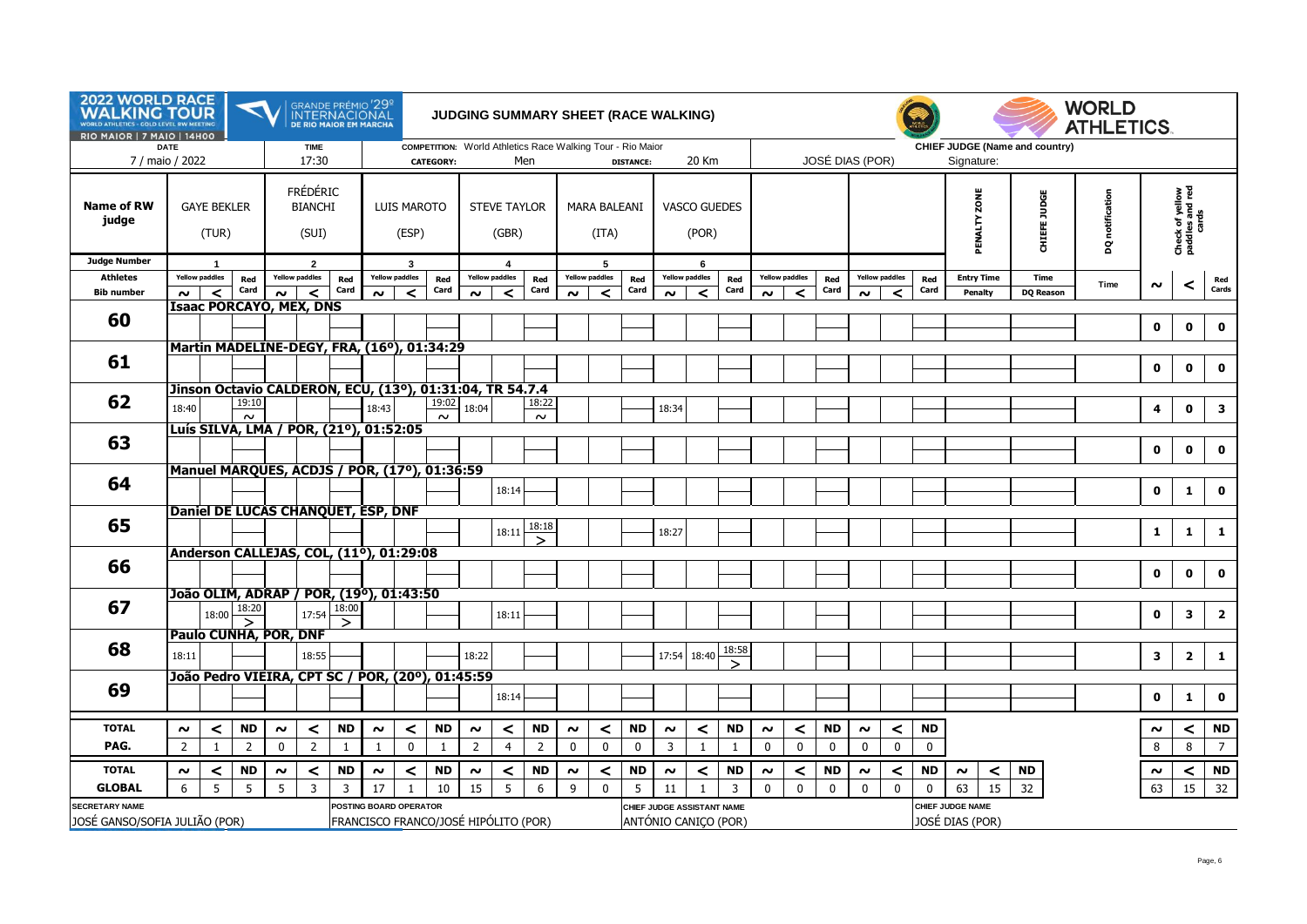# 2022 WORLD RACE WALKING TOUR – World Athletics Gold Level RW Meeting – Rio Maior | 7 Maio | 14h00

## GRANDE PRÉMIO '29º INTERNACIONAL DE RIO MAIOR EM MARCHA

## JUDGING SUMMARY SHEET (RACE WALKING)

| DATE | TIME | COMPETITION | CATEGORY | DISTANCE | CHIEF JUDGE (Name and country) | Signature |
|---|---|---|---|---|---|---|
| 7 / maio / 2022 | 17:30 | World Athletics Race Walking Tour - Rio Maior | Men | 20 Km | JOSÉ DIAS (POR) | |

| Bib number | Athlete | 1 GAYE BEKLER (TUR) ~ | 1 < | 1 Red Card | 2 FRÉDÉRIC BIANCHI (SUI) ~ | 2 < | 2 Red Card | 3 LUIS MAROTO (ESP) ~ | 3 < | 3 Red Card | 4 STEVE TAYLOR (GBR) ~ | 4 < | 4 Red Card | 5 MARA BALEANI (ITA) ~ | 5 < | 5 Red Card | 6 VASCO GUEDES (POR) ~ | 6 < | 6 Red Card | 7 ~ | 7 < | 7 Red Card | 8 ~ | 8 < | 8 Red Card | PENALTY ZONE Entry Time | PENALTY ZONE Penalty | CHIEFE JUDGE Time | CHIEFE JUDGE DQ Reason | DQ notification Time | Check ~ | Check < | Check Red Cards |
|---|---|---|---|---|---|---|---|---|---|---|---|---|---|---|---|---|---|---|---|---|---|---|---|---|---|---|---|---|---|---|---|---|---|
| 60 | Isaac PORCAYO, MEX, DNS | | | | | | | | | | | | | | | | | | | | | | | | | | | | | | 0 | 0 | 0 |
| 61 | Martin MADELINE-DEGY, FRA, (16º), 01:34:29 | | | | | | | | | | | | | | | | | | | | | | | | | | | | | | 0 | 0 | 0 |
| 62 | Jinson Octavio CALDERON, ECU, (13º), 01:31:04, TR 54.7.4 | 18:40 | | 19:10 ~ | | | | 18:43 | | 19:02 ~ | 18:04 | | 18:22 ~ | | | | 18:34 | | | | | | | | | | | | | | 4 | 0 | 3 |
| 63 | Luís SILVA, LMA / POR, (21º), 01:52:05 | | | | | | | | | | | | | | | | | | | | | | | | | | | | | | 0 | 0 | 0 |
| 64 | Manuel MARQUES, ACDJS / POR, (17º), 01:36:59 | | | | | | | | | | | 18:14 | | | | | | | | | | | | | | | | | | | 0 | 1 | 0 |
| 65 | Daniel DE LUCAS CHANQUET, ESP, DNF | | | | | | | | | | | 18:11 | 18:18 > | | | | 18:27 | | | | | | | | | | | | | | 1 | 1 | 1 |
| 66 | Anderson CALLEJAS, COL, (11º), 01:29:08 | | | | | | | | | | | | | | | | | | | | | | | | | | | | | | 0 | 0 | 0 |
| 67 | João OLIM, ADRAP / POR, (19º), 01:43:50 | | 18:00 | 18:20 > | | 17:54 | 18:00 > | | | | | 18:11 | | | | | | | | | | | | | | | | | | | 0 | 3 | 2 |
| 68 | Paulo CUNHA, POR, DNF | 18:11 | | | | 18:55 | | | | | 18:22 | | | | | | 17:54 | 18:40 | 18:58 > | | | | | | | | | | | | 3 | 2 | 1 |
| 69 | João Pedro VIEIRA, CPT SC / POR, (20º), 01:45:59 | | | | | | | | | | | 18:14 | | | | | | | | | | | | | | | | | | | 0 | 1 | 0 |

| TOTAL | J1 ~ | J1 < | J1 ND | J2 ~ | J2 < | J2 ND | J3 ~ | J3 < | J3 ND | J4 ~ | J4 < | J4 ND | J5 ~ | J5 < | J5 ND | J6 ~ | J6 < | J6 ND | J7 ~ | J7 < | J7 ND | J8 ~ | J8 < | J8 ND | ~ | < | ND | ~ | < | ND |
|---|---|---|---|---|---|---|---|---|---|---|---|---|---|---|---|---|---|---|---|---|---|---|---|---|---|---|---|---|---|---|
| PAG. | 2 | 1 | 2 | 0 | 2 | 1 | 1 | 0 | 1 | 2 | 4 | 2 | 0 | 0 | 0 | 3 | 1 | 1 | 0 | 0 | 0 | 0 | 0 | 0 | | | | 8 | 8 | 7 |
| GLOBAL | 6 | 5 | 5 | 5 | 3 | 3 | 17 | 1 | 10 | 15 | 5 | 6 | 9 | 0 | 5 | 11 | 1 | 3 | 0 | 0 | 0 | 0 | 0 | 0 | 63 | 15 | 32 | 63 | 15 | 32 |

| SECRETARY NAME | POSTING BOARD OPERATOR | CHIEF JUDGE ASSISTANT NAME | CHIEF JUDGE NAME |
|---|---|---|---|
| JOSÉ GANSO/SOFIA JULIÃO (POR) | FRANCISCO FRANCO/JOSÉ HIPÓLITO (POR) | ANTÓNIO CANIÇO (POR) | JOSÉ DIAS (POR) |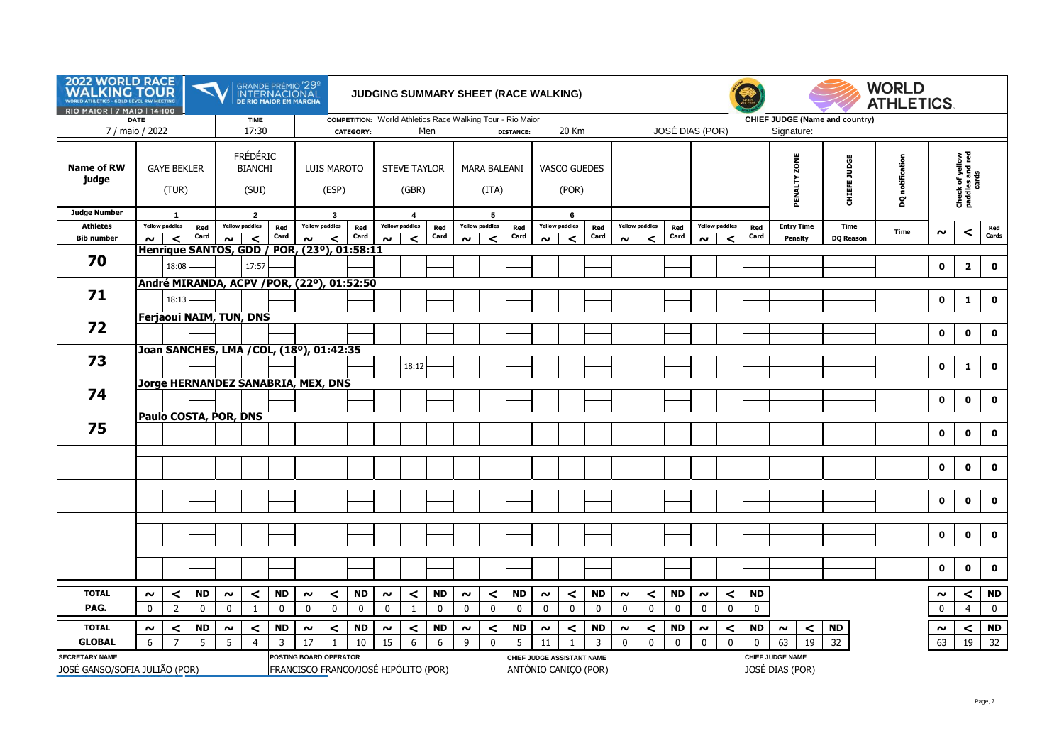# JUDGING SUMMARY SHEET (RACE WALKING)

2022 WORLD RACE WALKING TOUR — WORLD ATHLETICS GOLD LEVEL RW MEETING — RIO MAIOR | 7 MAIO | 14H00

GRANDE PRÉMIO '29º INTERNACIONAL DE RIO MAIOR EM MARCHA

WORLD ATHLETICS

| DATE | TIME | COMPETITION: | CATEGORY: | DISTANCE: | CHIEF JUDGE (Name and country) |
|---|---|---|---|---|---|
| 7 / maio / 2022 | 17:30 | World Athletics Race Walking Tour - Rio Maior | Men | 20 Km | JOSÉ DIAS (POR) — Signature: |

| Name of RW judge | GAYE BEKLER (TUR) | | | FRÉDÉRIC BIANCHI (SUI) | | | LUIS MAROTO (ESP) | | | STEVE TAYLOR (GBR) | | | MARA BALEANI (ITA) | | | VASCO GUEDES (POR) | | | | | | | | | PENALTY ZONE | | CHIEFE JUDGE | DQ notification | Check of yellow paddles and red cards | | |
|---|---|---|---|---|---|---|---|---|---|---|---|---|---|---|---|---|---|---|---|---|---|---|---|---|---|---|---|---|---|---|---|
| Judge Number | 1 | | | 2 | | | 3 | | | 4 | | | 5 | | | 6 | | | | | | | | | | | | | | | |
| Athletes / Bib number | Yellow paddles ~ | Yellow paddles < | Red Card | Yellow paddles ~ | Yellow paddles < | Red Card | Yellow paddles ~ | Yellow paddles < | Red Card | Yellow paddles ~ | Yellow paddles < | Red Card | Yellow paddles ~ | Yellow paddles < | Red Card | Yellow paddles ~ | Yellow paddles < | Red Card | Yellow paddles ~ | Yellow paddles < | Red Card | Yellow paddles ~ | Yellow paddles < | Red Card | Entry Time | Penalty | Time / DQ Reason | Time | ~ | < | Red Cards |
| **70** — Henrique SANTOS, GDD / POR, (23º), 01:58:11 | | 18:08 | | | 17:57 | | | | | | | | | | | | | | | | | | | | | | | | 0 | 2 | 0 |
| **71** — André MIRANDA, ACPV /POR, (22º), 01:52:50 | | 18:13 | | | | | | | | | | | | | | | | | | | | | | | | | | | 0 | 1 | 0 |
| **72** — Ferjaoui NAIM, TUN, DNS | | | | | | | | | | | | | | | | | | | | | | | | | | | | | 0 | 0 | 0 |
| **73** — Joan SANCHES, LMA /COL, (18º), 01:42:35 | | | | | | | | | | | 18:12 | | | | | | | | | | | | | | | | | | 0 | 1 | 0 |
| **74** — Jorge HERNANDEZ SANABRIA, MEX, DNS | | | | | | | | | | | | | | | | | | | | | | | | | | | | | 0 | 0 | 0 |
| **75** — Paulo COSTA, POR, DNS | | | | | | | | | | | | | | | | | | | | | | | | | | | | | 0 | 0 | 0 |
| | | | | | | | | | | | | | | | | | | | | | | | | | | | | | 0 | 0 | 0 |
| | | | | | | | | | | | | | | | | | | | | | | | | | | | | | 0 | 0 | 0 |
| | | | | | | | | | | | | | | | | | | | | | | | | | | | | | 0 | 0 | 0 |
| | | | | | | | | | | | | | | | | | | | | | | | | | | | | | 0 | 0 | 0 |
| **TOTAL PAG.** (~ / < / ND) | 0 | 2 | 0 | 0 | 1 | 0 | 0 | 0 | 0 | 0 | 1 | 0 | 0 | 0 | 0 | 0 | 0 | 0 | 0 | 0 | 0 | 0 | 0 | 0 | | | | | 0 | 4 | 0 |
| **TOTAL GLOBAL** (~ / < / ND) | 6 | 7 | 5 | 5 | 4 | 3 | 17 | 1 | 10 | 15 | 6 | 6 | 9 | 0 | 5 | 11 | 1 | 3 | 0 | 0 | 0 | 0 | 0 | 0 | 63 | 19 | 32 | | 63 | 19 | 32 |

| SECRETARY NAME | POSTING BOARD OPERATOR | CHIEF JUDGE ASSISTANT NAME | CHIEF JUDGE NAME |
|---|---|---|---|
| JOSÉ GANSO/SOFIA JULIÃO (POR) | FRANCISCO FRANCO/JOSÉ HIPÓLITO (POR) | ANTÓNIO CANIÇO (POR) | JOSÉ DIAS (POR) |